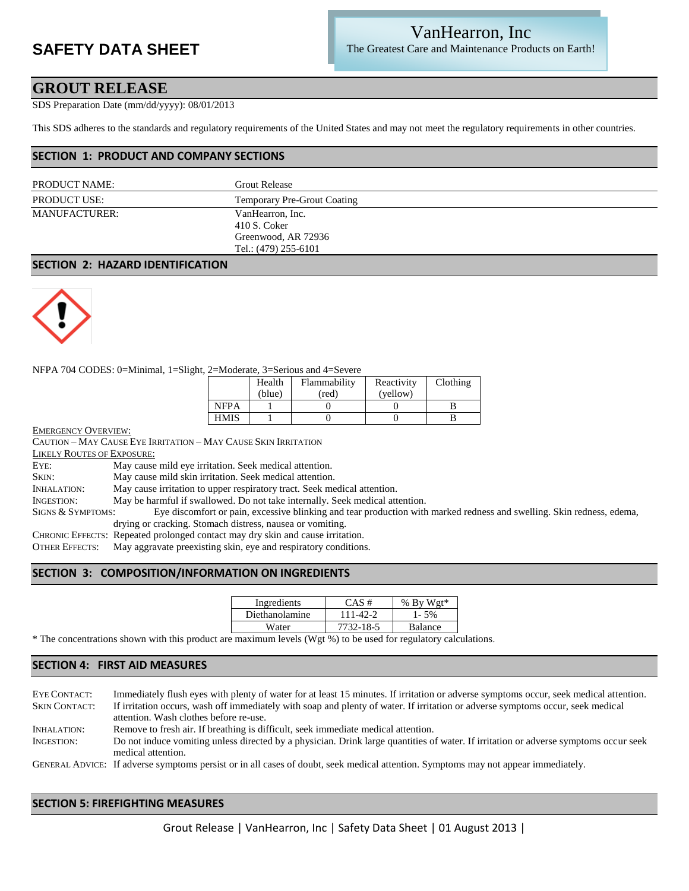# SAFETY DATA SHEET

VanHearron, Inc
The Greatest Care and Maintenance Products on Earth!

## GROUT RELEASE

SDS Preparation Date (mm/dd/yyyy): 08/01/2013

This SDS adheres to the standards and regulatory requirements of the United States and may not meet the regulatory requirements in other countries.

## SECTION 1: PRODUCT AND COMPANY SECTIONS

| | |
|---|---|
| PRODUCT NAME: | Grout Release |
| PRODUCT USE: | Temporary Pre-Grout Coating |
| MANUFACTURER: | VanHearron, Inc.<br>410 S. Coker<br>Greenwood, AR 72936<br>Tel.: (479) 255-6101 |

## SECTION 2: HAZARD IDENTIFICATION

NFPA 704 CODES: 0=Minimal, 1=Slight, 2=Moderate, 3=Serious and 4=Severe

| | Health (blue) | Flammability (red) | Reactivity (yellow) | Clothing |
|---|---|---|---|---|
| NFPA | 1 | 0 | 0 | B |
| HMIS | 1 | 0 | 0 | B |

EMERGENCY OVERVIEW:

CAUTION – MAY CAUSE EYE IRRITATION – MAY CAUSE SKIN IRRITATION

LIKELY ROUTES OF EXPOSURE:

EYE: May cause mild eye irritation. Seek medical attention.

SKIN: May cause mild skin irritation. Seek medical attention.

INHALATION: May cause irritation to upper respiratory tract. Seek medical attention.

INGESTION: May be harmful if swallowed. Do not take internally. Seek medical attention.

SIGNS & SYMPTOMS: Eye discomfort or pain, excessive blinking and tear production with marked redness and swelling. Skin redness, edema, drying or cracking. Stomach distress, nausea or vomiting.

CHRONIC EFFECTS: Repeated prolonged contact may dry skin and cause irritation.

OTHER EFFECTS: May aggravate preexisting skin, eye and respiratory conditions.

## SECTION 3: COMPOSITION/INFORMATION ON INGREDIENTS

| Ingredients | CAS # | % By Wgt* |
|---|---|---|
| Diethanolamine | 111-42-2 | 1- 5% |
| Water | 7732-18-5 | Balance |

* The concentrations shown with this product are maximum levels (Wgt %) to be used for regulatory calculations.

## SECTION 4: FIRST AID MEASURES

EYE CONTACT: Immediately flush eyes with plenty of water for at least 15 minutes. If irritation or adverse symptoms occur, seek medical attention.

SKIN CONTACT: If irritation occurs, wash off immediately with soap and plenty of water. If irritation or adverse symptoms occur, seek medical attention. Wash clothes before re-use.

INHALATION: Remove to fresh air. If breathing is difficult, seek immediate medical attention.

INGESTION: Do not induce vomiting unless directed by a physician. Drink large quantities of water. If irritation or adverse symptoms occur seek medical attention.

GENERAL ADVICE: If adverse symptoms persist or in all cases of doubt, seek medical attention. Symptoms may not appear immediately.

## SECTION 5: FIREFIGHTING MEASURES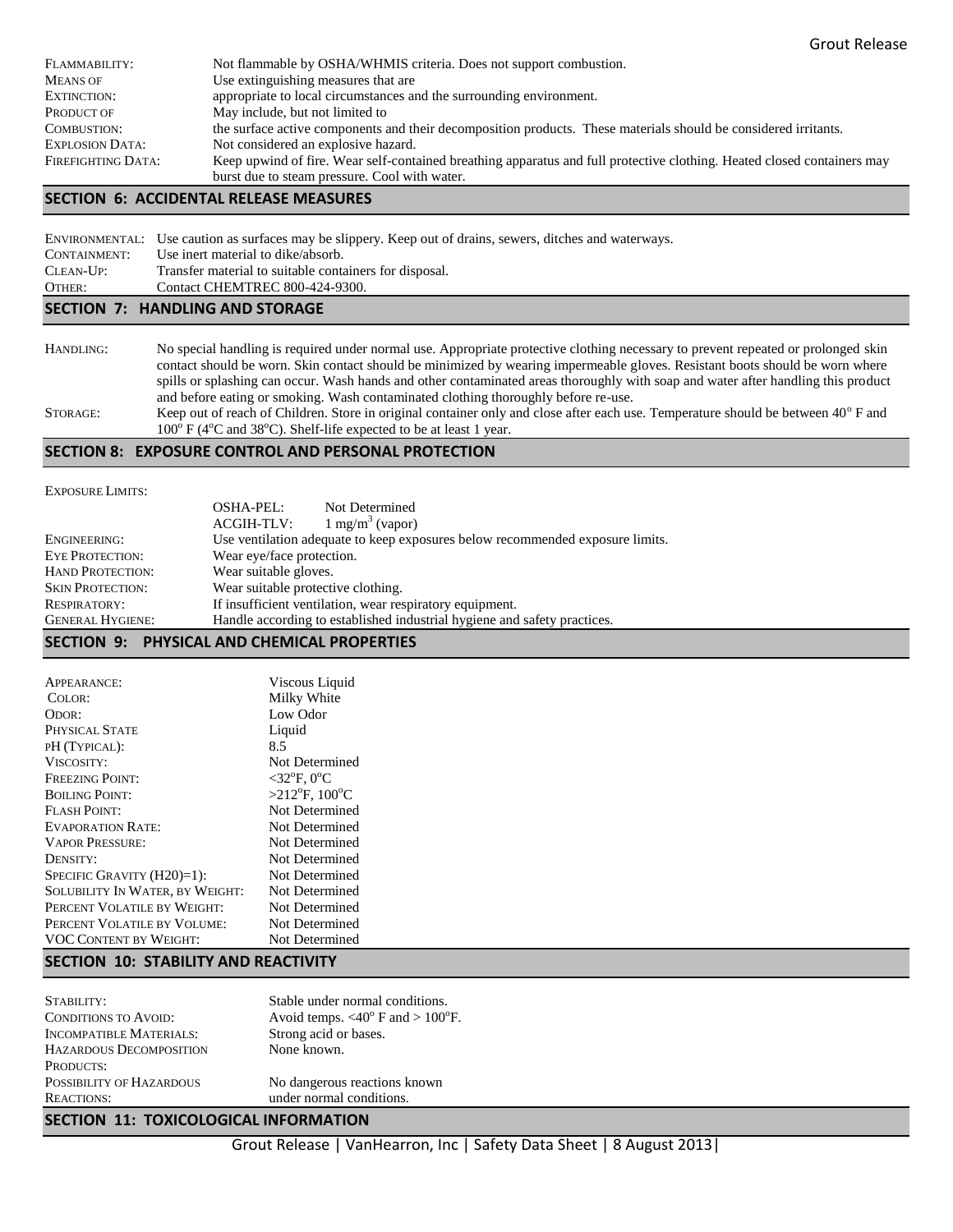| | |
|---|---|
| FLAMMABILITY: | Not flammable by OSHA/WHMIS criteria. Does not support combustion. |
| MEANS OF EXTINCTION: | Use extinguishing measures that are appropriate to local circumstances and the surrounding environment. |
| PRODUCT OF COMBUSTION: | May include, but not limited to the surface active components and their decomposition products. These materials should be considered irritants. |
| EXPLOSION DATA: | Not considered an explosive hazard. |
| FIREFIGHTING DATA: | Keep upwind of fire. Wear self-contained breathing apparatus and full protective clothing. Heated closed containers may burst due to steam pressure. Cool with water. |

## SECTION 6: ACCIDENTAL RELEASE MEASURES

| | |
|---|---|
| ENVIRONMENTAL: | Use caution as surfaces may be slippery. Keep out of drains, sewers, ditches and waterways. |
| CONTAINMENT: | Use inert material to dike/absorb. |
| CLEAN-UP: | Transfer material to suitable containers for disposal. |
| OTHER: | Contact CHEMTREC 800-424-9300. |

## SECTION 7: HANDLING AND STORAGE

| | |
|---|---|
| HANDLING: | No special handling is required under normal use. Appropriate protective clothing necessary to prevent repeated or prolonged skin contact should be worn. Skin contact should be minimized by wearing impermeable gloves. Resistant boots should be worn where spills or splashing can occur. Wash hands and other contaminated areas thoroughly with soap and water after handling this product and before eating or smoking. Wash contaminated clothing thoroughly before re-use. |
| STORAGE: | Keep out of reach of Children. Store in original container only and close after each use. Temperature should be between 40° F and 100° F (4°C and 38°C). Shelf-life expected to be at least 1 year. |

## SECTION 8: EXPOSURE CONTROL AND PERSONAL PROTECTION

EXPOSURE LIMITS:

| | |
|---|---|
| OSHA-PEL: | Not Determined |
| ACGIH-TLV: | 1 $mg/m^3$ (vapor) |

| | |
|---|---|
| ENGINEERING: | Use ventilation adequate to keep exposures below recommended exposure limits. |
| EYE PROTECTION: | Wear eye/face protection. |
| HAND PROTECTION: | Wear suitable gloves. |
| SKIN PROTECTION: | Wear suitable protective clothing. |
| RESPIRATORY: | If insufficient ventilation, wear respiratory equipment. |
| GENERAL HYGIENE: | Handle according to established industrial hygiene and safety practices. |

## SECTION 9: PHYSICAL AND CHEMICAL PROPERTIES

| | |
|---|---|
| APPEARANCE: | Viscous Liquid |
| COLOR: | Milky White |
| ODOR: | Low Odor |
| PHYSICAL STATE | Liquid |
| pH (TYPICAL): | 8.5 |
| VISCOSITY: | Not Determined |
| FREEZING POINT: | <32°F, 0°C |
| BOILING POINT: | >212°F, 100°C |
| FLASH POINT: | Not Determined |
| EVAPORATION RATE: | Not Determined |
| VAPOR PRESSURE: | Not Determined |
| DENSITY: | Not Determined |
| SPECIFIC GRAVITY (H20)=1): | Not Determined |
| SOLUBILITY IN WATER, BY WEIGHT: | Not Determined |
| PERCENT VOLATILE BY WEIGHT: | Not Determined |
| PERCENT VOLATILE BY VOLUME: | Not Determined |
| VOC CONTENT BY WEIGHT: | Not Determined |

## SECTION 10: STABILITY AND REACTIVITY

| | |
|---|---|
| STABILITY: | Stable under normal conditions. |
| CONDITIONS TO AVOID: | Avoid temps. <40° F and > 100°F. |
| INCOMPATIBLE MATERIALS: | Strong acid or bases. |
| HAZARDOUS DECOMPOSITION PRODUCTS: | None known. |
| POSSIBILITY OF HAZARDOUS REACTIONS: | No dangerous reactions known under normal conditions. |

## SECTION 11: TOXICOLOGICAL INFORMATION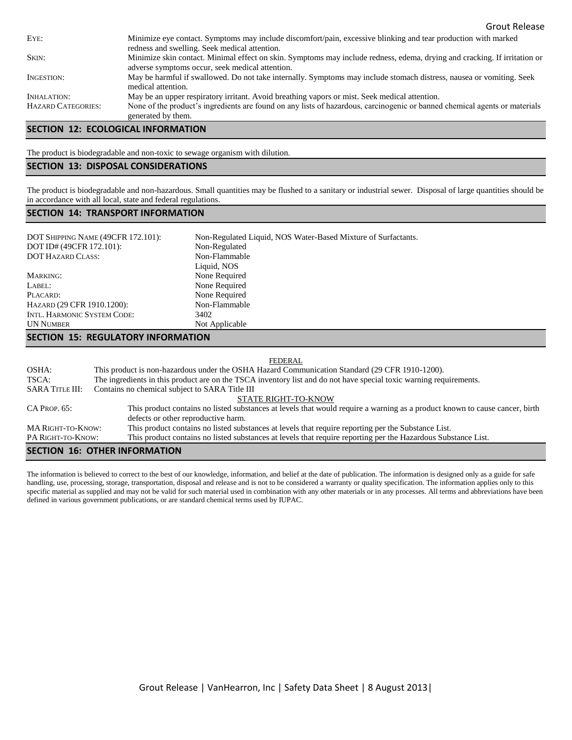| | |
|---|---|
| EYE: | Minimize eye contact. Symptoms may include discomfort/pain, excessive blinking and tear production with marked redness and swelling. Seek medical attention. |
| SKIN: | Minimize skin contact. Minimal effect on skin. Symptoms may include redness, edema, drying and cracking. If irritation or adverse symptoms occur, seek medical attention. |
| INGESTION: | May be harmful if swallowed. Do not take internally. Symptoms may include stomach distress, nausea or vomiting. Seek medical attention. |
| INHALATION: | May be an upper respiratory irritant. Avoid breathing vapors or mist. Seek medical attention. |
| HAZARD CATEGORIES: | None of the product's ingredients are found on any lists of hazardous, carcinogenic or banned chemical agents or materials generated by them. |

## SECTION 12: ECOLOGICAL INFORMATION

The product is biodegradable and non-toxic to sewage organism with dilution.

## SECTION 13: DISPOSAL CONSIDERATIONS

The product is biodegradable and non-hazardous. Small quantities may be flushed to a sanitary or industrial sewer. Disposal of large quantities should be in accordance with all local, state and federal regulations.

## SECTION 14: TRANSPORT INFORMATION

| | |
|---|---|
| DOT SHIPPING NAME (49CFR 172.101): | Non-Regulated Liquid, NOS Water-Based Mixture of Surfactants. |
| DOT ID# (49CFR 172.101): | Non-Regulated |
| DOT HAZARD CLASS: | Non-Flammable Liquid, NOS |
| MARKING: | None Required |
| LABEL: | None Required |
| PLACARD: | None Required |
| HAZARD (29 CFR 1910.1200): | Non-Flammable |
| INTL. HARMONIC SYSTEM CODE: | 3402 |
| UN NUMBER | Not Applicable |

## SECTION 15: REGULATORY INFORMATION

FEDERAL

| | |
|---|---|
| OSHA: | This product is non-hazardous under the OSHA Hazard Communication Standard (29 CFR 1910-1200). |
| TSCA: | The ingredients in this product are on the TSCA inventory list and do not have special toxic warning requirements. |
| SARA TITLE III: | Contains no chemical subject to SARA Title III |

STATE RIGHT-TO-KNOW

| | |
|---|---|
| CA PROP. 65: | This product contains no listed substances at levels that would require a warning as a product known to cause cancer, birth defects or other reproductive harm. |
| MA RIGHT-TO-KNOW: | This product contains no listed substances at levels that require reporting per the Substance List. |
| PA RIGHT-TO-KNOW: | This product contains no listed substances at levels that require reporting per the Hazardous Substance List. |

## SECTION 16: OTHER INFORMATION

The information is believed to correct to the best of our knowledge, information, and belief at the date of publication. The information is designed only as a guide for safe handling, use, processing, storage, transportation, disposal and release and is not to be considered a warranty or quality specification. The information applies only to this specific material as supplied and may not be valid for such material used in combination with any other materials or in any processes. All terms and abbreviations have been defined in various government publications, or are standard chemical terms used by IUPAC.